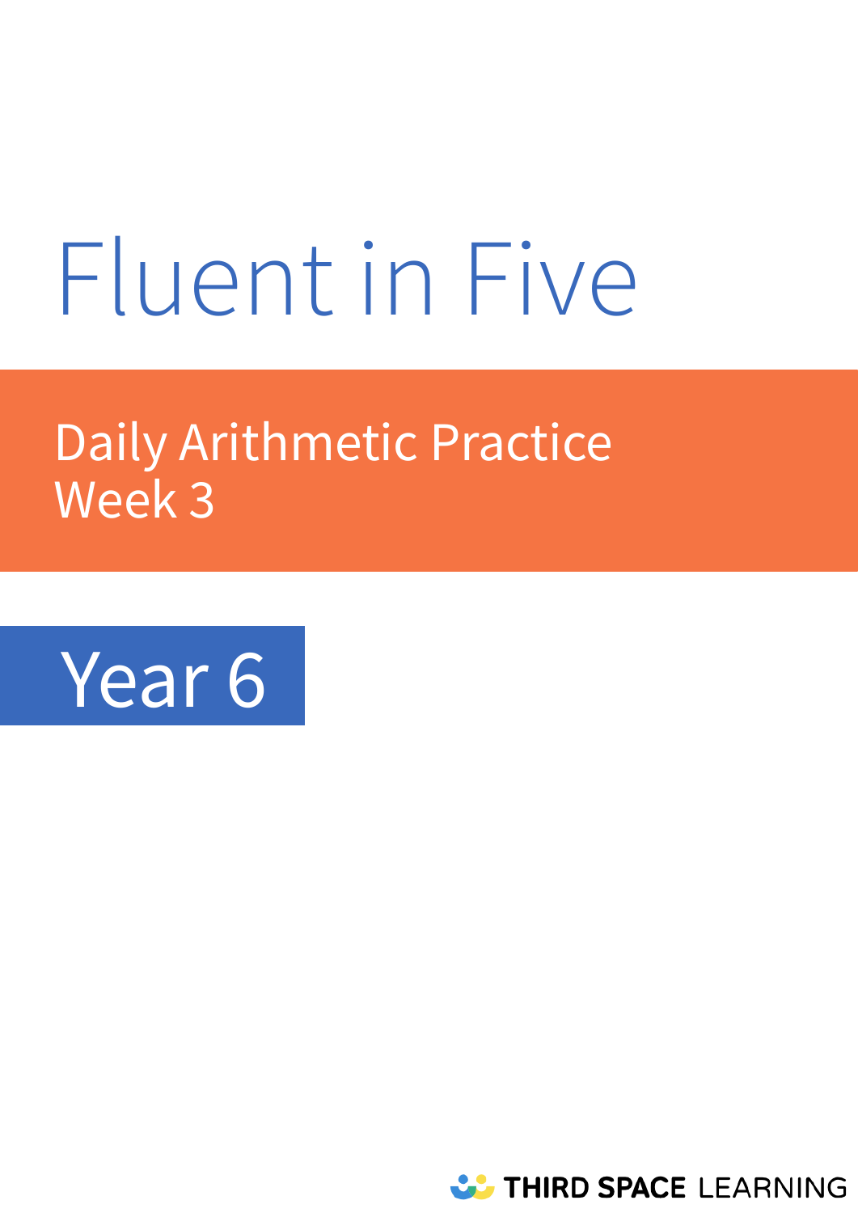# Fluent in Five

## Daily Arithmetic Practice
## Week 3

## Year 6

THIRD SPACE LEARNING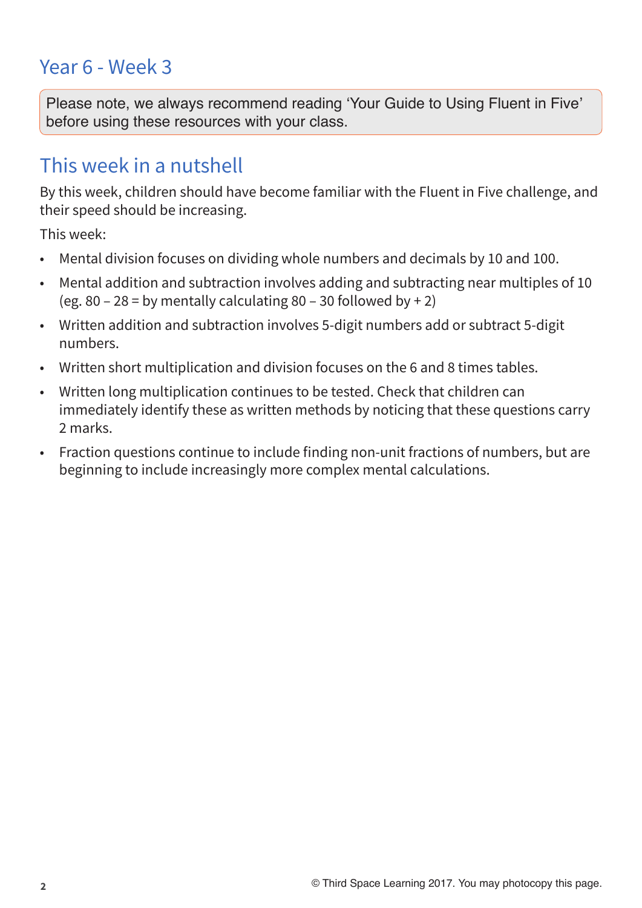# Year 6 - Week 3

Please note, we always recommend reading 'Your Guide to Using Fluent in Five' before using these resources with your class.

## This week in a nutshell

By this week, children should have become familiar with the Fluent in Five challenge, and their speed should be increasing.

This week:

- Mental division focuses on dividing whole numbers and decimals by 10 and 100.
- Mental addition and subtraction involves adding and subtracting near multiples of 10 (eg. 80 – 28 = by mentally calculating 80 – 30 followed by + 2)
- Written addition and subtraction involves 5-digit numbers add or subtract 5-digit numbers.
- Written short multiplication and division focuses on the 6 and 8 times tables.
- Written long multiplication continues to be tested. Check that children can immediately identify these as written methods by noticing that these questions carry 2 marks.
- Fraction questions continue to include finding non-unit fractions of numbers, but are beginning to include increasingly more complex mental calculations.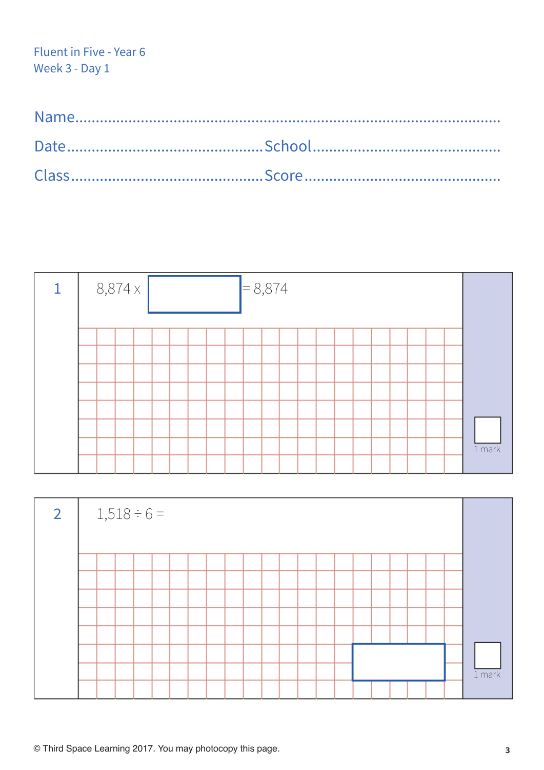Fluent in Five - Year 6

Week 3 - Day 1

Name..............................................................................................

Date.............................................School.............................................

Class.............................................Score...............................................

**1**

8,874 x [ ] = 8,874

1 mark

**2**

1,518 ÷ 6 =

[ ]

1 mark

© Third Space Learning 2017. You may photocopy this page.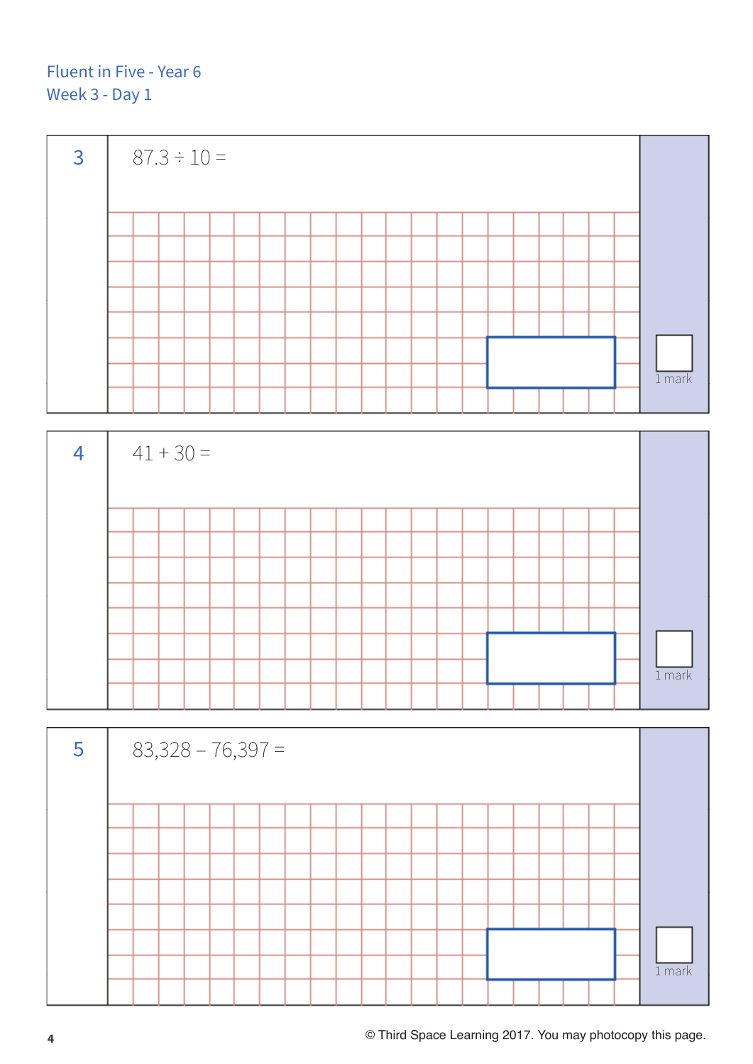Fluent in Five - Year 6
Week 3 - Day 1

**3**

$87.3 \div 10 =$

1 mark

**4**

$41 + 30 =$

1 mark

**5**

$83{,}328 - 76{,}397 =$

1 mark

© Third Space Learning 2017. You may photocopy this page.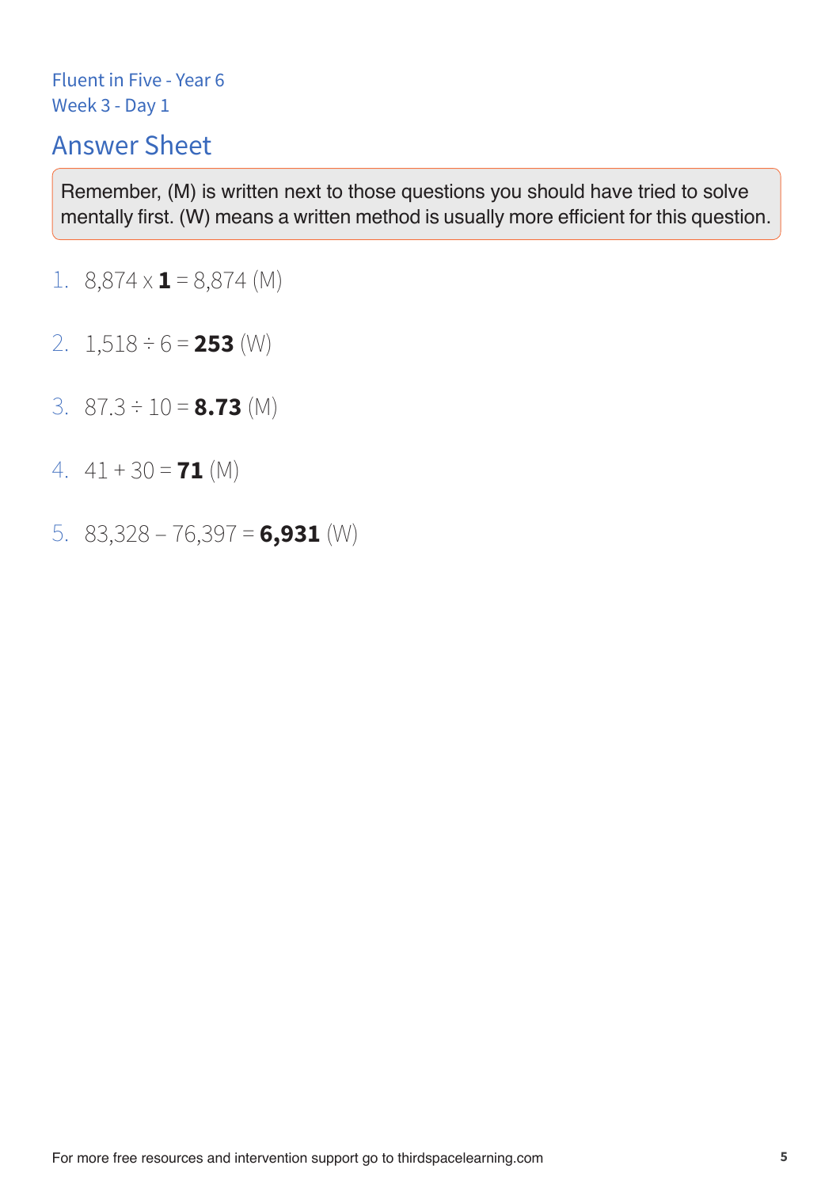Fluent in Five - Year 6
Week 3 - Day 1

## Answer Sheet

Remember, (M) is written next to those questions you should have tried to solve mentally first. (W) means a written method is usually more efficient for this question.

1. 8,874 x **1** = 8,874 (M)
2. 1,518 ÷ 6 = **253** (W)
3. 87.3 ÷ 10 = **8.73** (M)
4. 41 + 30 = **71** (M)
5. 83,328 – 76,397 = **6,931** (W)

For more free resources and intervention support go to thirdspacelearning.com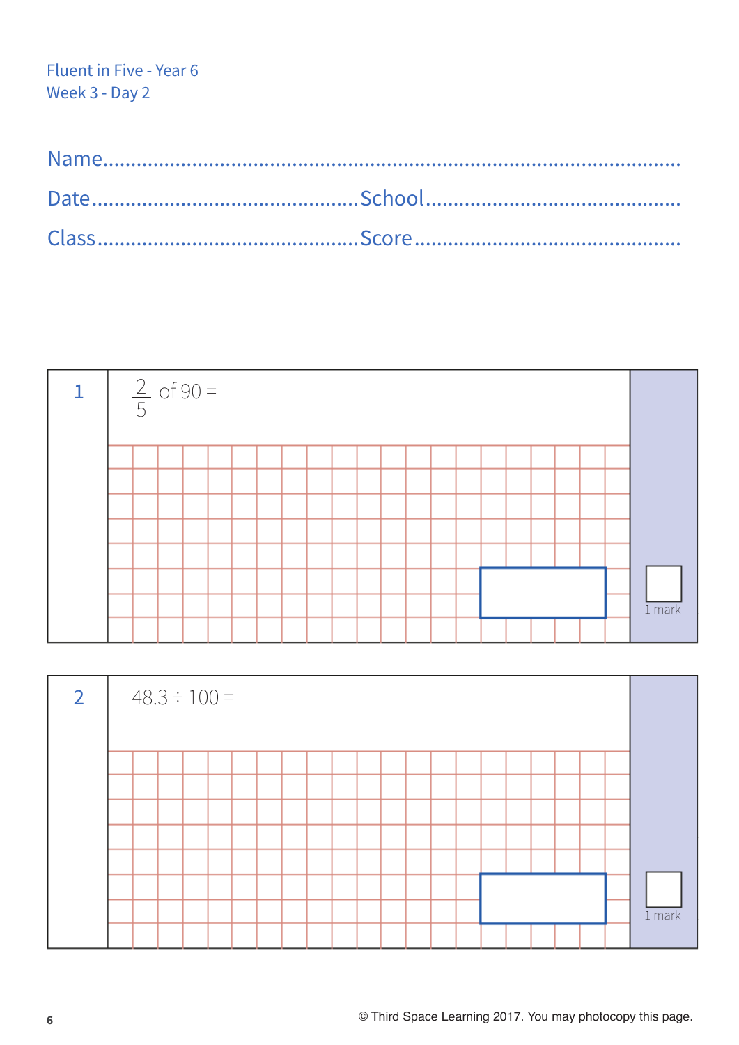Fluent in Five - Year 6
Week 3 - Day 2

Name..................................................................................................

Date.......................................... School..........................................

Class.......................................... Score..........................................

**1** $\frac{2}{5}$ of 90 =

1 mark

**2** 48.3 ÷ 100 =

1 mark

© Third Space Learning 2017. You may photocopy this page.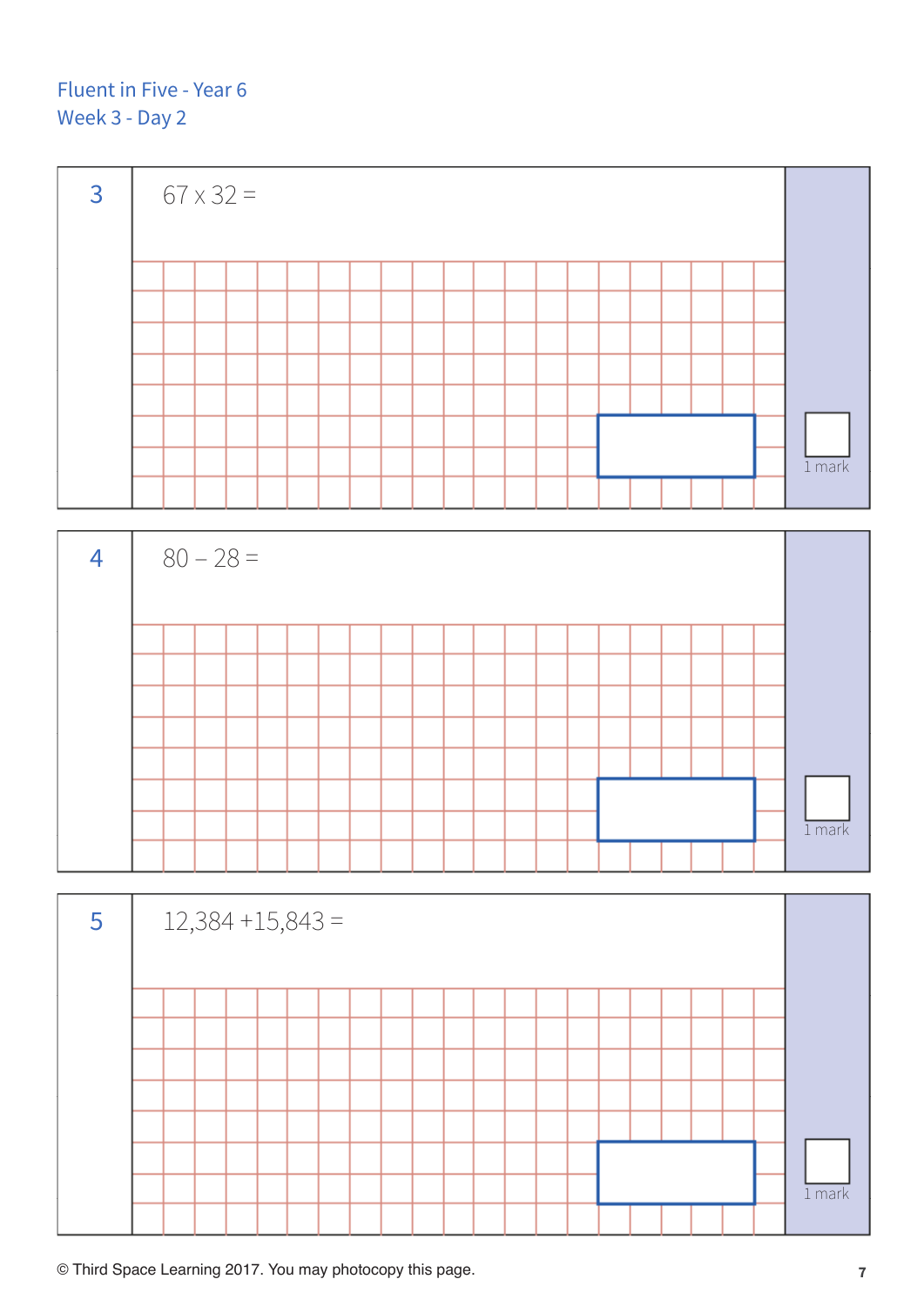Fluent in Five - Year 6
Week 3 - Day 2

**3** $67 \times 32 =$

1 mark

**4** $80 - 28 =$

1 mark

**5** $12{,}384 + 15{,}843 =$

1 mark

© Third Space Learning 2017. You may photocopy this page.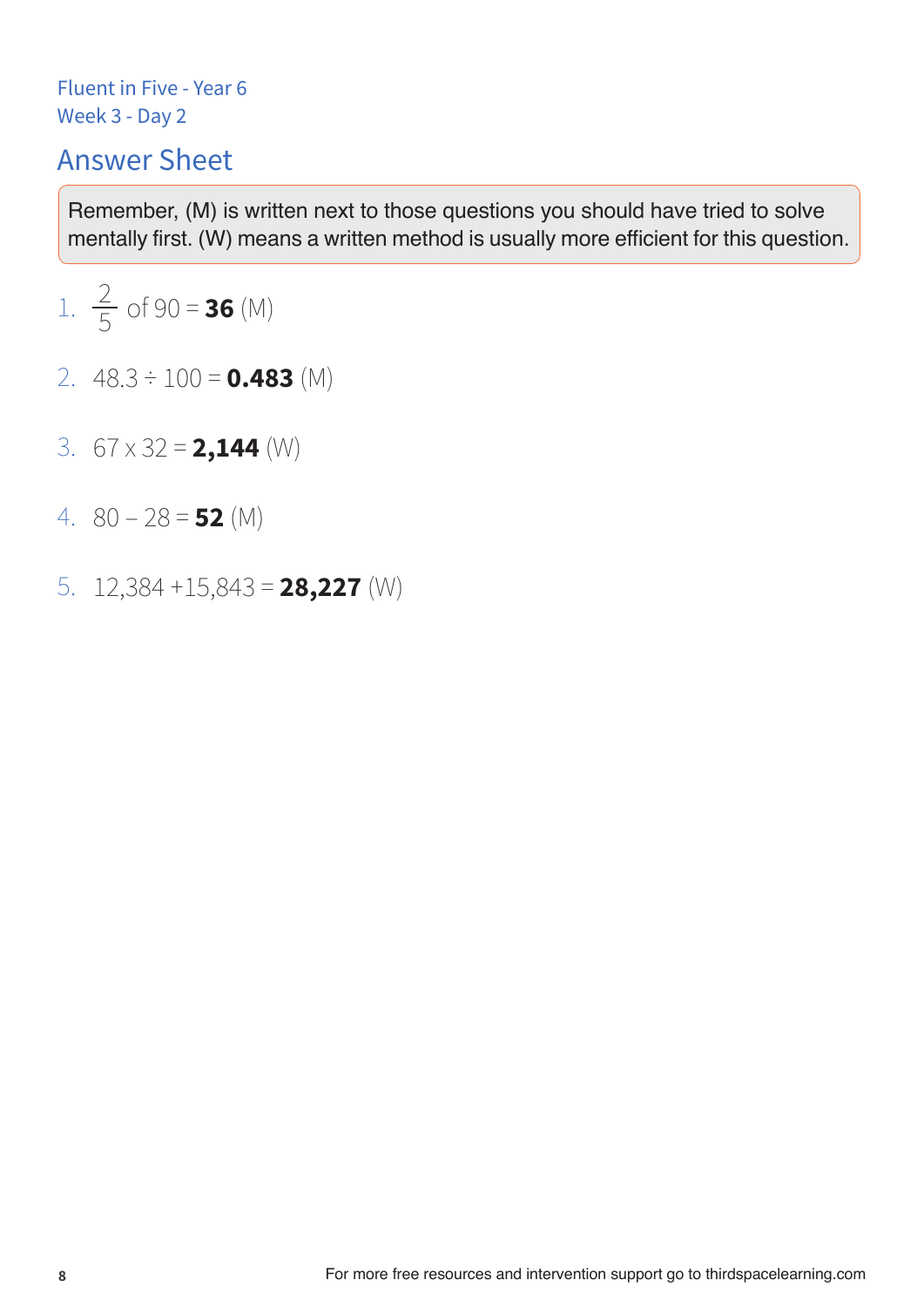Fluent in Five - Year 6
Week 3 - Day 2

## Answer Sheet

Remember, (M) is written next to those questions you should have tried to solve mentally first. (W) means a written method is usually more efficient for this question.

1. $\frac{2}{5}$ of 90 = **36** (M)
2. 48.3 ÷ 100 = **0.483** (M)
3. 67 x 32 = **2,144** (W)
4. 80 – 28 = **52** (M)
5. 12,384 +15,843 = **28,227** (W)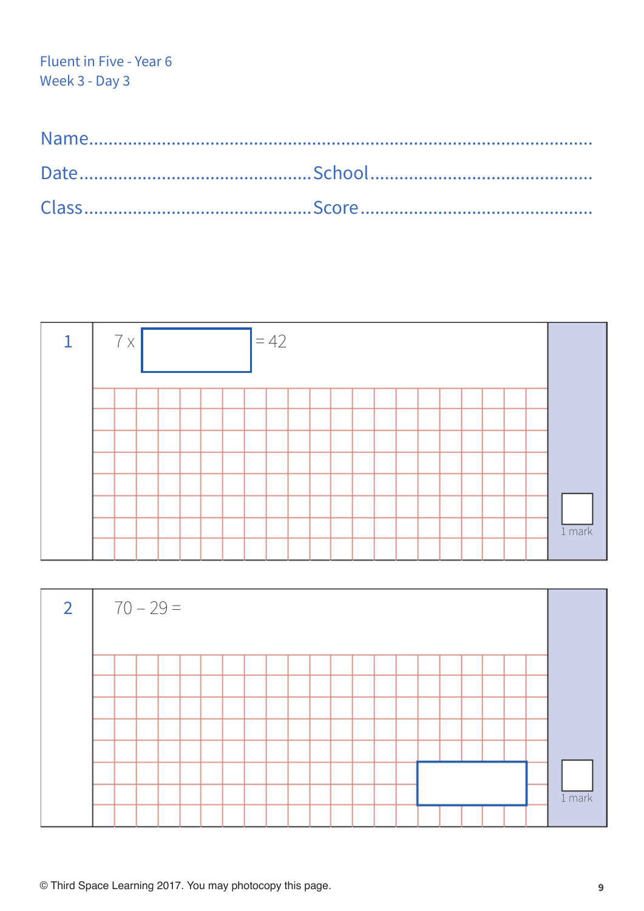Fluent in Five - Year 6
Week 3 - Day 3

Name..........................................................................................

Date.......................................... School..........................................

Class.......................................... Score..........................................

**1**

$7 \times \square = 42$

1 mark

**2**

$70 - 29 =$

1 mark

© Third Space Learning 2017. You may photocopy this page.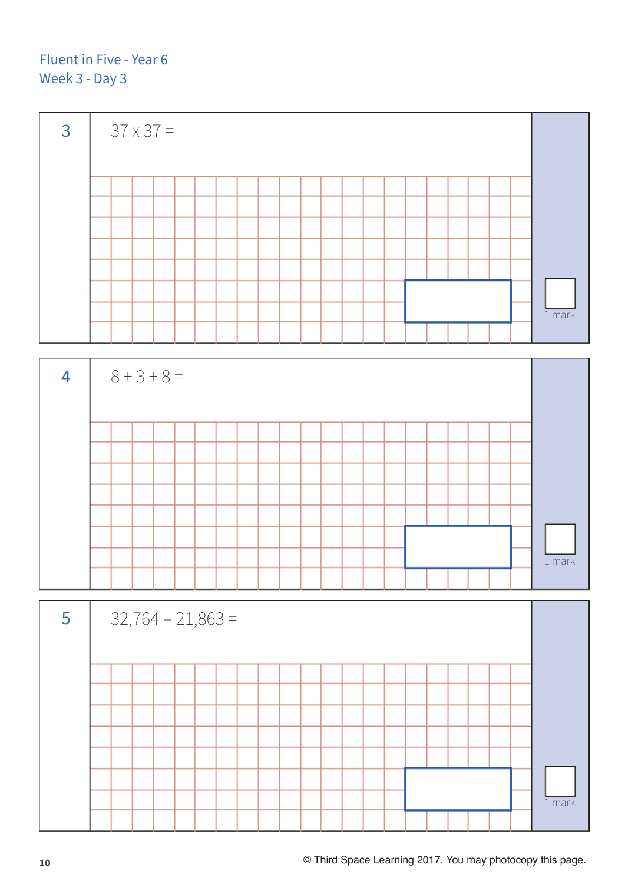Fluent in Five - Year 6
Week 3 - Day 3

**3** $37 \times 37 =$

1 mark

**4** $8 + 3 + 8 =$

1 mark

**5** $32{,}764 - 21{,}863 =$

1 mark

© Third Space Learning 2017. You may photocopy this page.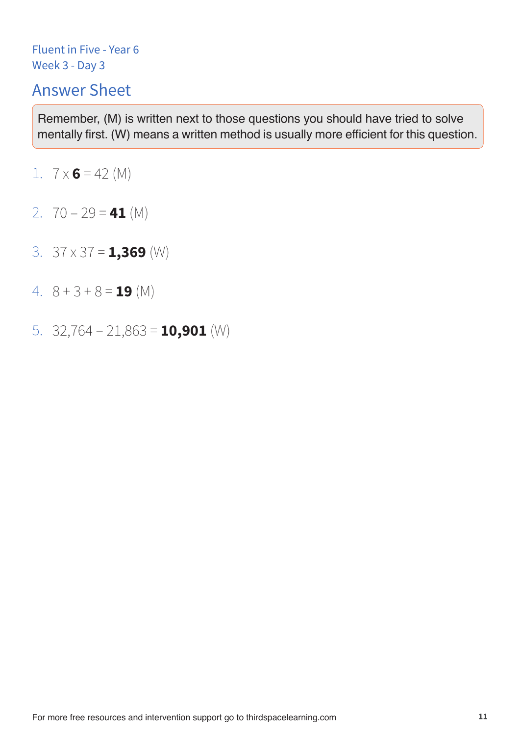Fluent in Five - Year 6
Week 3 - Day 3

## Answer Sheet

Remember, (M) is written next to those questions you should have tried to solve mentally first. (W) means a written method is usually more efficient for this question.

1. 7 x **6** = 42 (M)
2. 70 – 29 = **41** (M)
3. 37 x 37 = **1,369** (W)
4. 8 + 3 + 8 = **19** (M)
5. 32,764 – 21,863 = **10,901** (W)

For more free resources and intervention support go to thirdspacelearning.com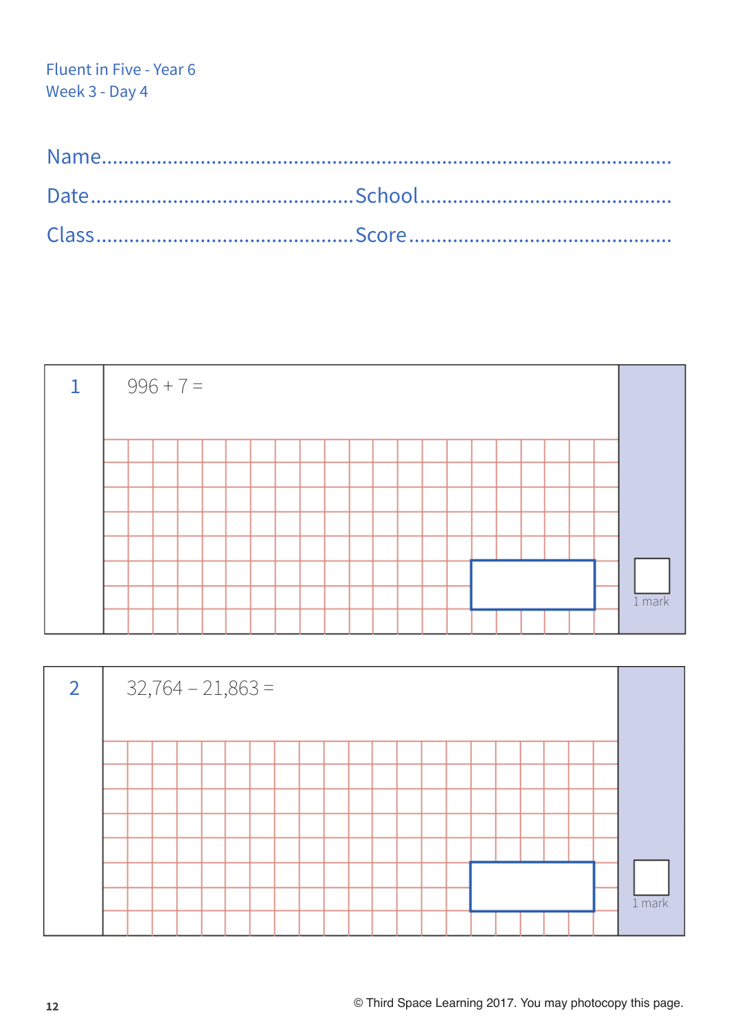Fluent in Five - Year 6
Week 3 - Day 4

Name............................................................................................

Date.............................................School.............................................

Class.............................................Score..............................................

**1**

996 + 7 =

1 mark

**2**

32,764 – 21,863 =

1 mark

© Third Space Learning 2017. You may photocopy this page.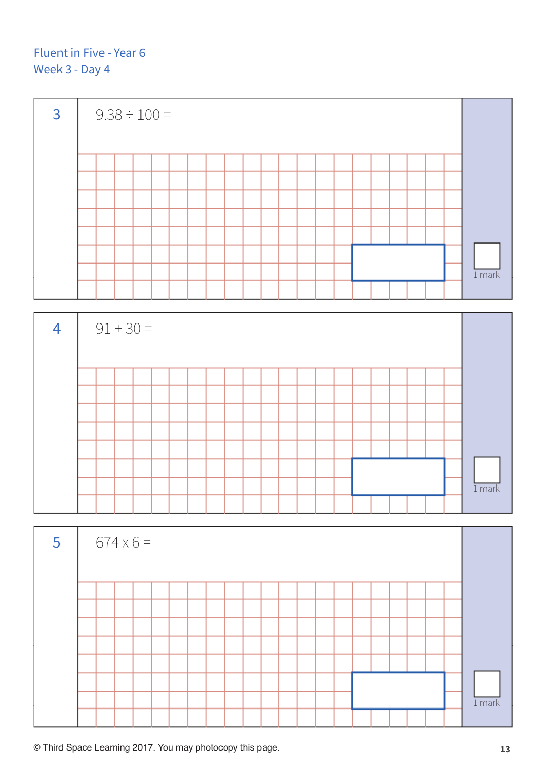Fluent in Five - Year 6

Week 3 - Day 4

**3**

$9.38 \div 100 =$

1 mark

**4**

$91 + 30 =$

1 mark

**5**

$674 \times 6 =$

1 mark

© Third Space Learning 2017. You may photocopy this page.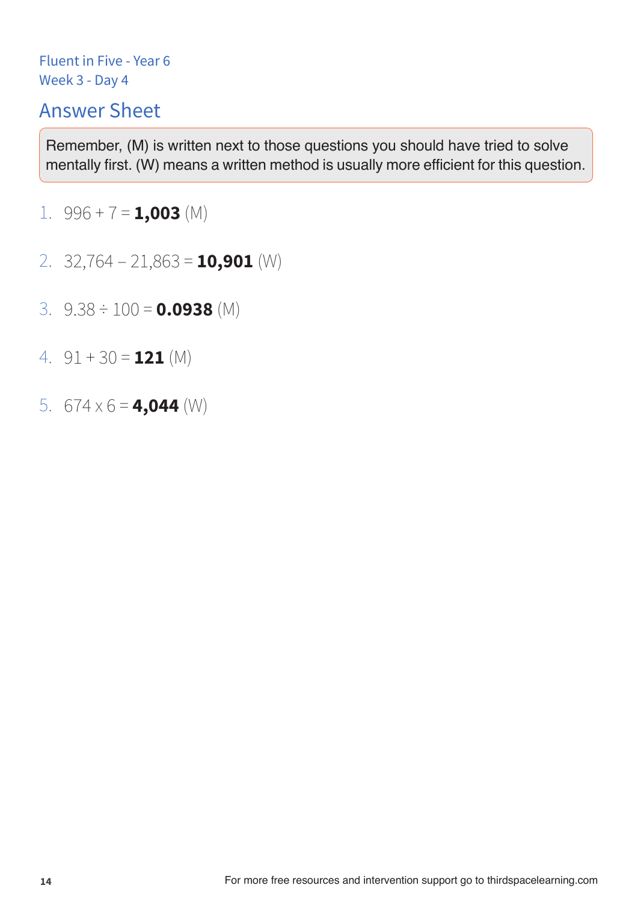Fluent in Five - Year 6
Week 3 - Day 4

# Answer Sheet

Remember, (M) is written next to those questions you should have tried to solve mentally first. (W) means a written method is usually more efficient for this question.

1. 996 + 7 = **1,003** (M)

2. 32,764 – 21,863 = **10,901** (W)

3. 9.38 ÷ 100 = **0.0938** (M)

4. 91 + 30 = **121** (M)

5. 674 x 6 = **4,044** (W)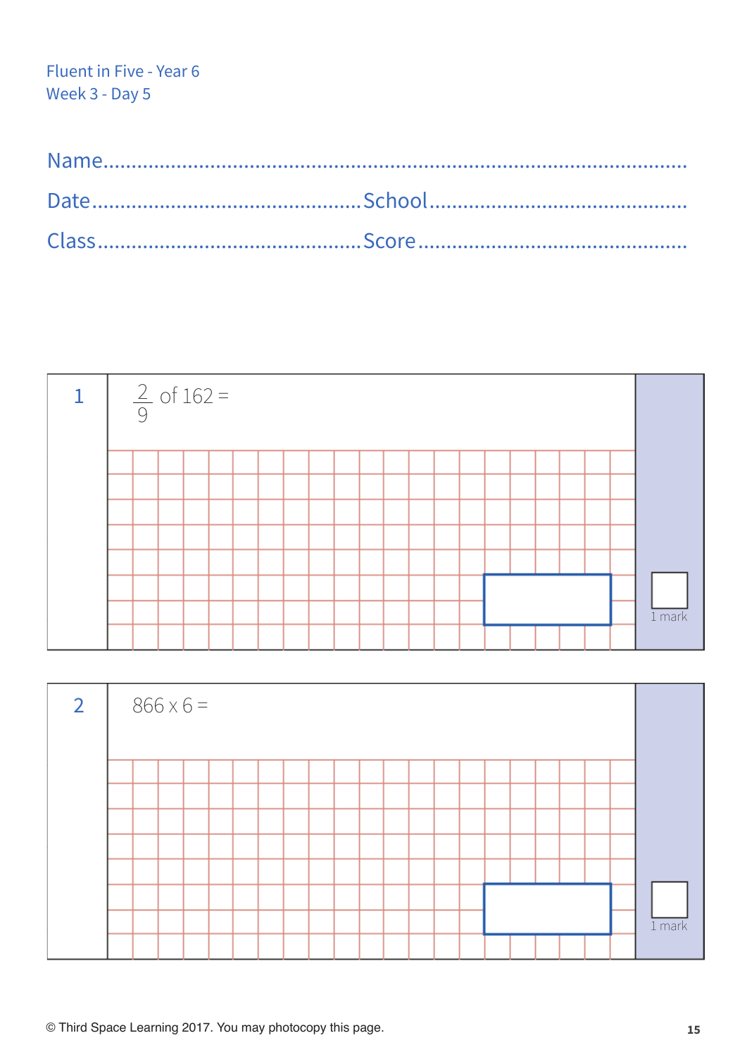Fluent in Five - Year 6
Week 3 - Day 5

Name.......................................................................................

Date.............................................School.............................................

Class.............................................Score.............................................

**1** $\frac{2}{9}$ of 162 =

1 mark

**2** 866 x 6 =

1 mark

© Third Space Learning 2017. You may photocopy this page.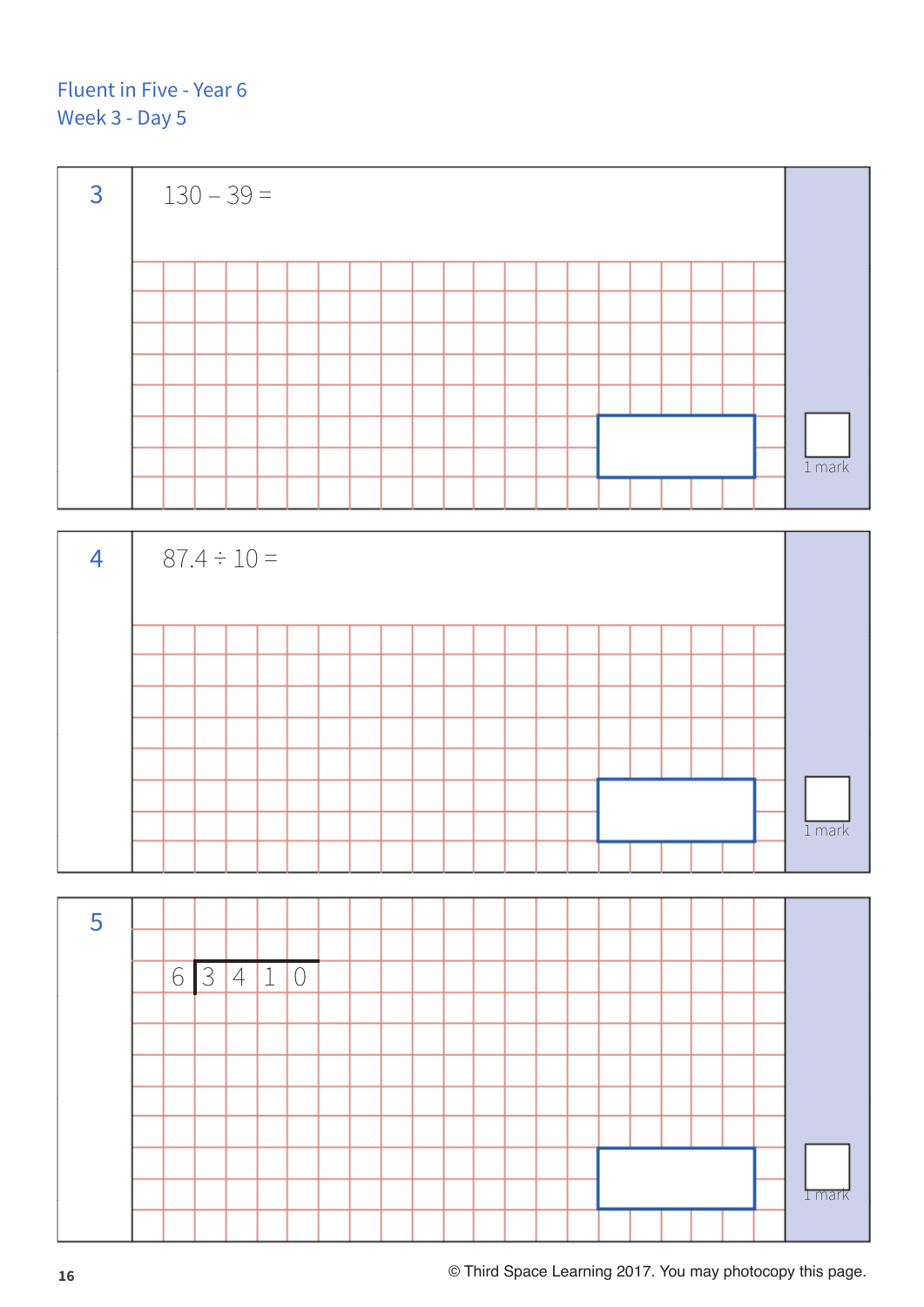Fluent in Five - Year 6
Week 3 - Day 5

**3**

$130 - 39 =$

1 mark

**4**

$87.4 \div 10 =$

1 mark

**5**

$$6 \overline{)3410}$$

1 mark

© Third Space Learning 2017. You may photocopy this page.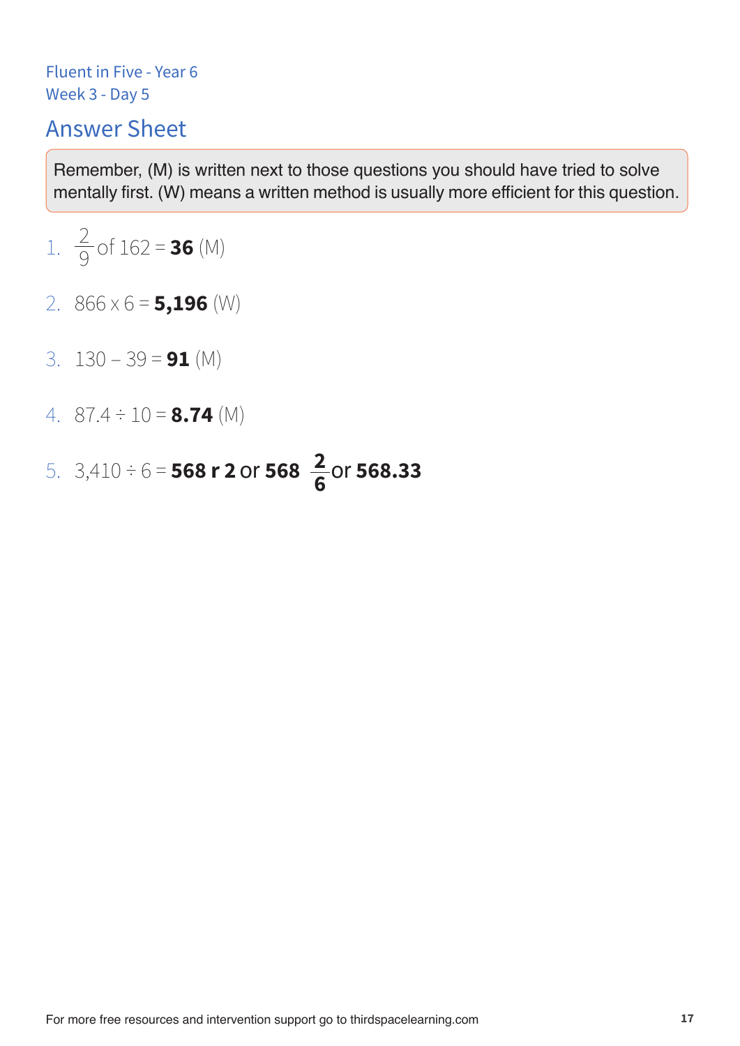Fluent in Five - Year 6
Week 3 - Day 5

## Answer Sheet

Remember, (M) is written next to those questions you should have tried to solve mentally first. (W) means a written method is usually more efficient for this question.

1. $\frac{2}{9}$ of 162 = **36** (M)

2. 866 x 6 = **5,196** (W)

3. 130 – 39 = **91** (M)

4. 87.4 ÷ 10 = **8.74** (M)

5. 3,410 ÷ 6 = **568 r 2** or **568** $\mathbf{\frac{2}{6}}$ or **568.33**

For more free resources and intervention support go to thirdspacelearning.com